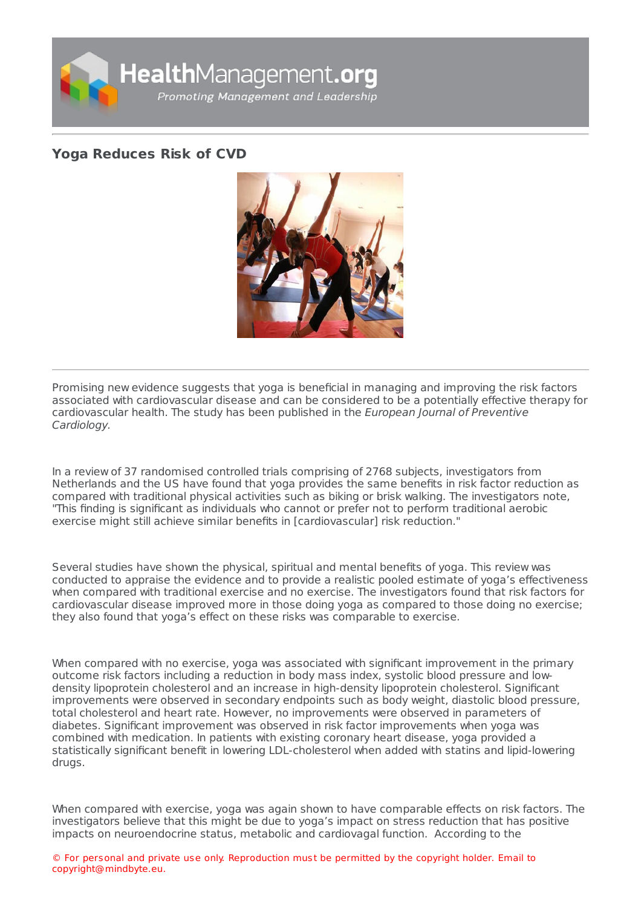# Yoga Reduces Risk of CVD

Promising new evidence suggests that yoga is beneficial in managing and improving the risk factors associated with cardiovascular disease and can be considered to be a potentially effective therapy for cardiovascular health. The study has been published in the *European Journal of Preventive Cardiology*.

In a review of 37 randomised controlled trials comprising of 2768 subjects, investigators from Netherlands and the US have found that yoga provides the same benefits in risk factor reduction as compared with traditional physical activities such as biking or brisk walking. The investigators note, "This finding is significant as individuals who cannot or prefer not to perform traditional aerobic exercise might still achieve similar benefits in [cardiovascular] risk reduction."

Several studies have shown the physical, spiritual and mental benefits of yoga. This review was conducted to appraise the evidence and to provide a realistic pooled estimate of yoga's effectiveness when compared with traditional exercise and no exercise. The investigators found that risk factors for cardiovascular disease improved more in those doing yoga as compared to those doing no exercise; they also found that yoga's effect on these risks was comparable to exercise.

When compared with no exercise, yoga was associated with significant improvement in the primary outcome risk factors including a reduction in body mass index, systolic blood pressure and low-density lipoprotein cholesterol and an increase in high-density lipoprotein cholesterol. Significant improvements were observed in secondary endpoints such as body weight, diastolic blood pressure, total cholesterol and heart rate. However, no improvements were observed in parameters of diabetes. Significant improvement was observed in risk factor improvements when yoga was combined with medication. In patients with existing coronary heart disease, yoga provided a statistically significant benefit in lowering LDL-cholesterol when added with statins and lipid-lowering drugs.

When compared with exercise, yoga was again shown to have comparable effects on risk factors. The investigators believe that this might be due to yoga's impact on stress reduction that has positive impacts on neuroendocrine status, metabolic and cardiovagal function. According to the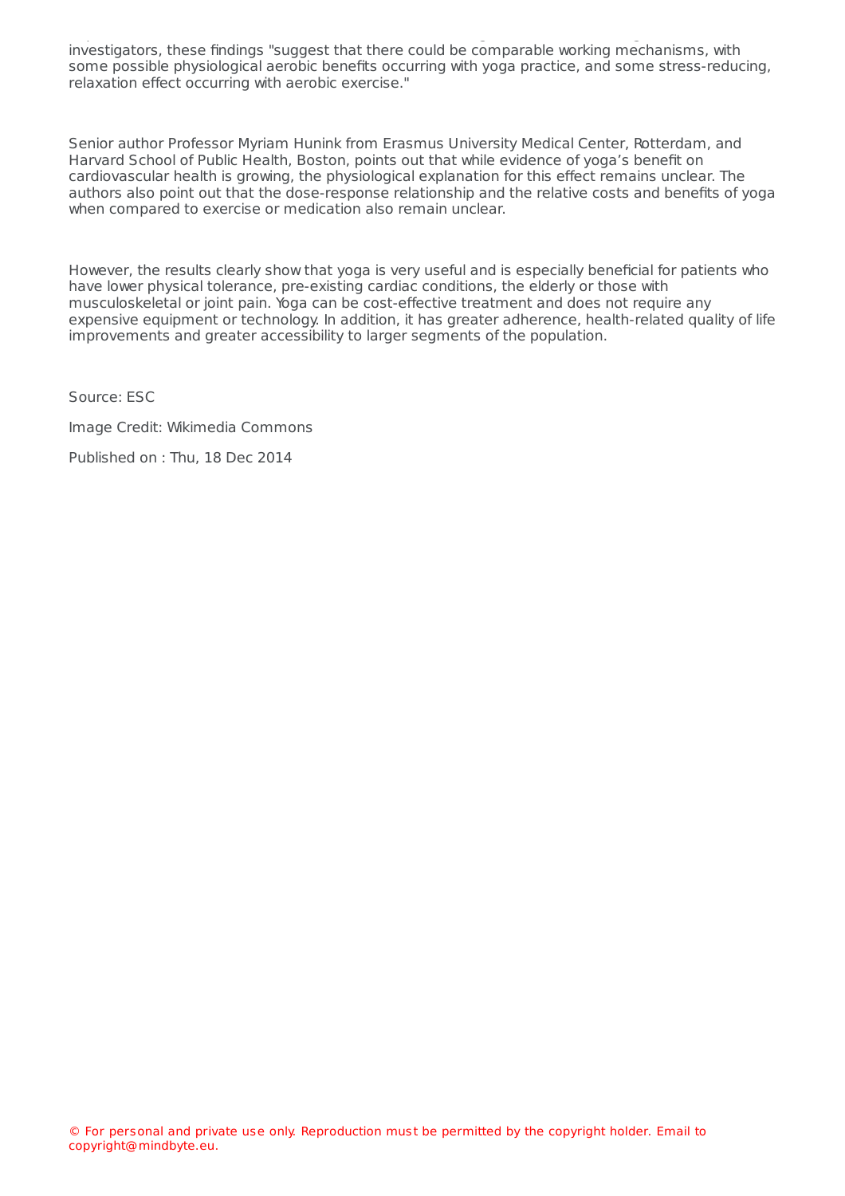investigators, these findings "suggest that there could be comparable working mechanisms, with some possible physiological aerobic benefits occurring with yoga practice, and some stress-reducing, relaxation effect occurring with aerobic exercise."

Senior author Professor Myriam Hunink from Erasmus University Medical Center, Rotterdam, and Harvard School of Public Health, Boston, points out that while evidence of yoga's benefit on cardiovascular health is growing, the physiological explanation for this effect remains unclear. The authors also point out that the dose-response relationship and the relative costs and benefits of yoga when compared to exercise or medication also remain unclear.

However, the results clearly show that yoga is very useful and is especially beneficial for patients who have lower physical tolerance, pre-existing cardiac conditions, the elderly or those with musculoskeletal or joint pain. Yoga can be cost-effective treatment and does not require any expensive equipment or technology. In addition, it has greater adherence, health-related quality of life improvements and greater accessibility to larger segments of the population.

Source: ESC

Image Credit: Wikimedia Commons

Published on : Thu, 18 Dec 2014

© For personal and private use only. Reproduction must be permitted by the copyright holder. Email to copyright@mindbyte.eu.